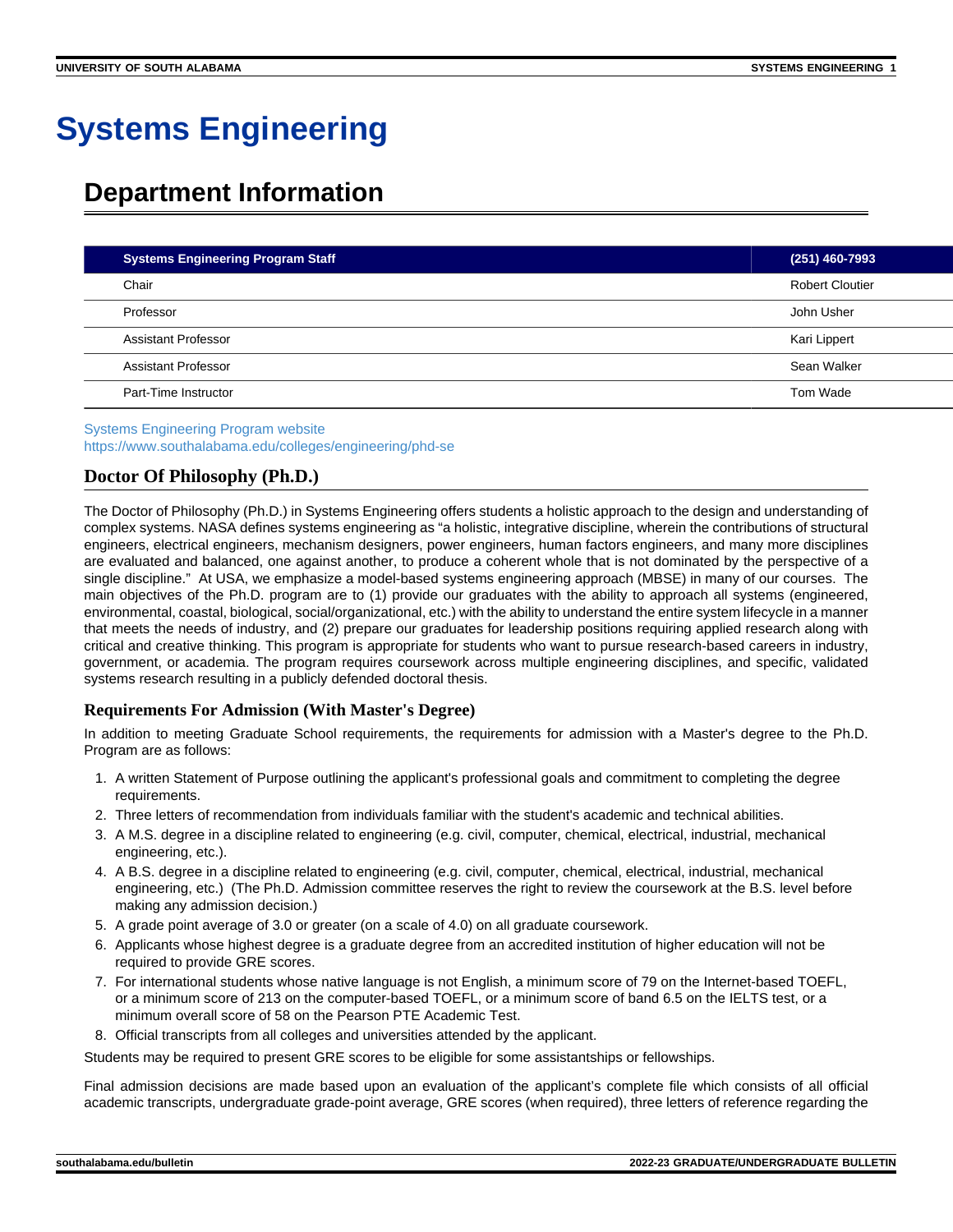# Systems Engineering

## Department Information

| Systems Engineering Program Staff | (251) 460-7993 |
|---|---|
| Chair | Robert Cloutier |
| Professor | John Usher |
| Assistant Professor | Kari Lippert |
| Assistant Professor | Sean Walker |
| Part-Time Instructor | Tom Wade |

Systems Engineering Program website
https://www.southalabama.edu/colleges/engineering/phd-se

### Doctor Of Philosophy (Ph.D.)

The Doctor of Philosophy (Ph.D.) in Systems Engineering offers students a holistic approach to the design and understanding of complex systems. NASA defines systems engineering as "a holistic, integrative discipline, wherein the contributions of structural engineers, electrical engineers, mechanism designers, power engineers, human factors engineers, and many more disciplines are evaluated and balanced, one against another, to produce a coherent whole that is not dominated by the perspective of a single discipline." At USA, we emphasize a model-based systems engineering approach (MBSE) in many of our courses. The main objectives of the Ph.D. program are to (1) provide our graduates with the ability to approach all systems (engineered, environmental, coastal, biological, social/organizational, etc.) with the ability to understand the entire system lifecycle in a manner that meets the needs of industry, and (2) prepare our graduates for leadership positions requiring applied research along with critical and creative thinking. This program is appropriate for students who want to pursue research-based careers in industry, government, or academia. The program requires coursework across multiple engineering disciplines, and specific, validated systems research resulting in a publicly defended doctoral thesis.

#### Requirements For Admission (With Master's Degree)

In addition to meeting Graduate School requirements, the requirements for admission with a Master's degree to the Ph.D. Program are as follows:

1. A written Statement of Purpose outlining the applicant's professional goals and commitment to completing the degree requirements.
2. Three letters of recommendation from individuals familiar with the student's academic and technical abilities.
3. A M.S. degree in a discipline related to engineering (e.g. civil, computer, chemical, electrical, industrial, mechanical engineering, etc.).
4. A B.S. degree in a discipline related to engineering (e.g. civil, computer, chemical, electrical, industrial, mechanical engineering, etc.) (The Ph.D. Admission committee reserves the right to review the coursework at the B.S. level before making any admission decision.)
5. A grade point average of 3.0 or greater (on a scale of 4.0) on all graduate coursework.
6. Applicants whose highest degree is a graduate degree from an accredited institution of higher education will not be required to provide GRE scores.
7. For international students whose native language is not English, a minimum score of 79 on the Internet-based TOEFL, or a minimum score of 213 on the computer-based TOEFL, or a minimum score of band 6.5 on the IELTS test, or a minimum overall score of 58 on the Pearson PTE Academic Test.
8. Official transcripts from all colleges and universities attended by the applicant.

Students may be required to present GRE scores to be eligible for some assistantships or fellowships.

Final admission decisions are made based upon an evaluation of the applicant's complete file which consists of all official academic transcripts, undergraduate grade-point average, GRE scores (when required), three letters of reference regarding the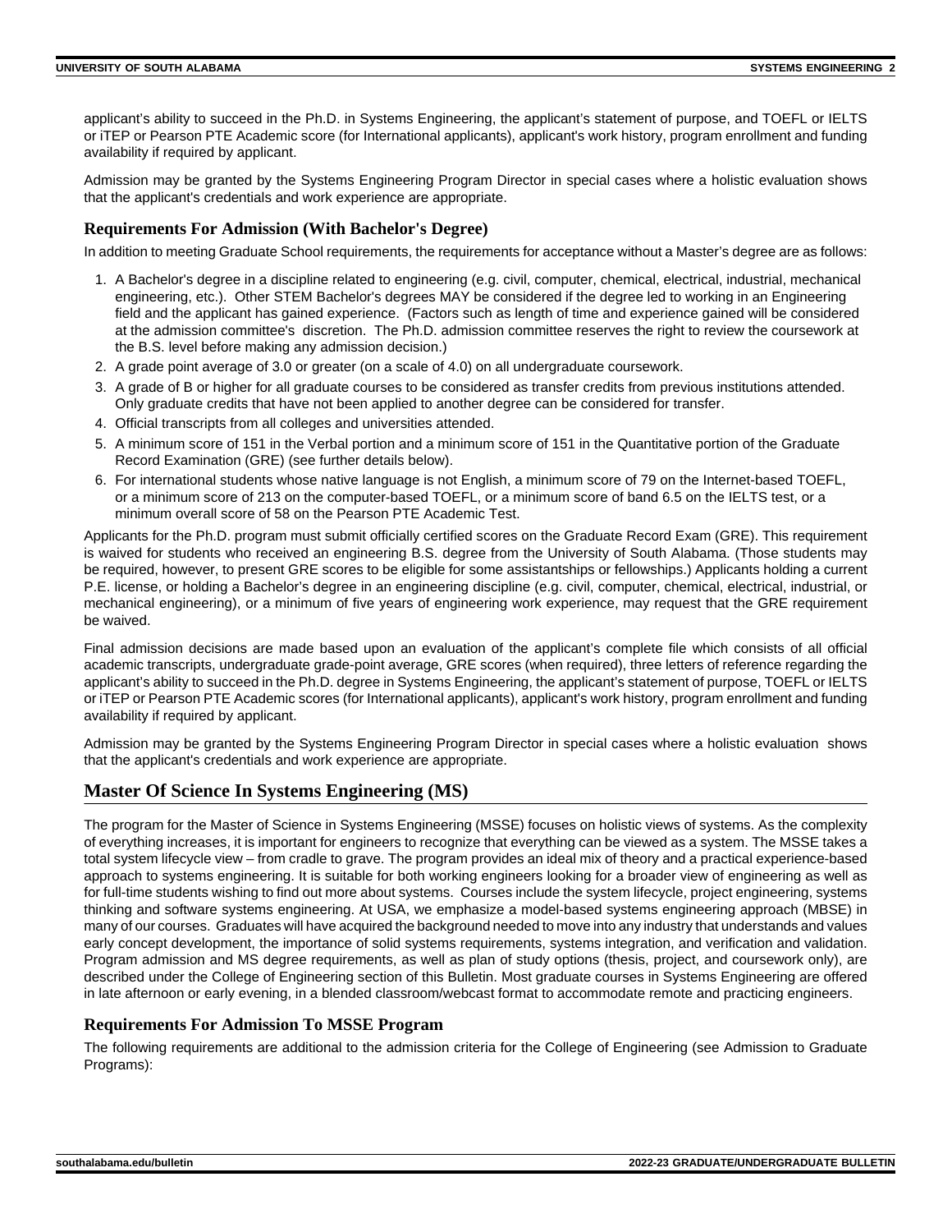applicant's ability to succeed in the Ph.D. in Systems Engineering, the applicant's statement of purpose, and TOEFL or IELTS or iTEP or Pearson PTE Academic score (for International applicants), applicant's work history, program enrollment and funding availability if required by applicant.

Admission may be granted by the Systems Engineering Program Director in special cases where a holistic evaluation shows that the applicant's credentials and work experience are appropriate.

### Requirements For Admission (With Bachelor's Degree)

In addition to meeting Graduate School requirements, the requirements for acceptance without a Master's degree are as follows:

1. A Bachelor's degree in a discipline related to engineering (e.g. civil, computer, chemical, electrical, industrial, mechanical engineering, etc.). Other STEM Bachelor's degrees MAY be considered if the degree led to working in an Engineering field and the applicant has gained experience. (Factors such as length of time and experience gained will be considered at the admission committee's discretion. The Ph.D. admission committee reserves the right to review the coursework at the B.S. level before making any admission decision.)
2. A grade point average of 3.0 or greater (on a scale of 4.0) on all undergraduate coursework.
3. A grade of B or higher for all graduate courses to be considered as transfer credits from previous institutions attended. Only graduate credits that have not been applied to another degree can be considered for transfer.
4. Official transcripts from all colleges and universities attended.
5. A minimum score of 151 in the Verbal portion and a minimum score of 151 in the Quantitative portion of the Graduate Record Examination (GRE) (see further details below).
6. For international students whose native language is not English, a minimum score of 79 on the Internet-based TOEFL, or a minimum score of 213 on the computer-based TOEFL, or a minimum score of band 6.5 on the IELTS test, or a minimum overall score of 58 on the Pearson PTE Academic Test.

Applicants for the Ph.D. program must submit officially certified scores on the Graduate Record Exam (GRE). This requirement is waived for students who received an engineering B.S. degree from the University of South Alabama. (Those students may be required, however, to present GRE scores to be eligible for some assistantships or fellowships.) Applicants holding a current P.E. license, or holding a Bachelor's degree in an engineering discipline (e.g. civil, computer, chemical, electrical, industrial, or mechanical engineering), or a minimum of five years of engineering work experience, may request that the GRE requirement be waived.

Final admission decisions are made based upon an evaluation of the applicant's complete file which consists of all official academic transcripts, undergraduate grade-point average, GRE scores (when required), three letters of reference regarding the applicant's ability to succeed in the Ph.D. degree in Systems Engineering, the applicant's statement of purpose, TOEFL or IELTS or iTEP or Pearson PTE Academic scores (for International applicants), applicant's work history, program enrollment and funding availability if required by applicant.

Admission may be granted by the Systems Engineering Program Director in special cases where a holistic evaluation shows that the applicant's credentials and work experience are appropriate.

## Master Of Science In Systems Engineering (MS)

The program for the Master of Science in Systems Engineering (MSSE) focuses on holistic views of systems. As the complexity of everything increases, it is important for engineers to recognize that everything can be viewed as a system. The MSSE takes a total system lifecycle view – from cradle to grave. The program provides an ideal mix of theory and a practical experience-based approach to systems engineering. It is suitable for both working engineers looking for a broader view of engineering as well as for full-time students wishing to find out more about systems. Courses include the system lifecycle, project engineering, systems thinking and software systems engineering. At USA, we emphasize a model-based systems engineering approach (MBSE) in many of our courses. Graduates will have acquired the background needed to move into any industry that understands and values early concept development, the importance of solid systems requirements, systems integration, and verification and validation. Program admission and MS degree requirements, as well as plan of study options (thesis, project, and coursework only), are described under the College of Engineering section of this Bulletin. Most graduate courses in Systems Engineering are offered in late afternoon or early evening, in a blended classroom/webcast format to accommodate remote and practicing engineers.

### Requirements For Admission To MSSE Program

The following requirements are additional to the admission criteria for the College of Engineering (see Admission to Graduate Programs):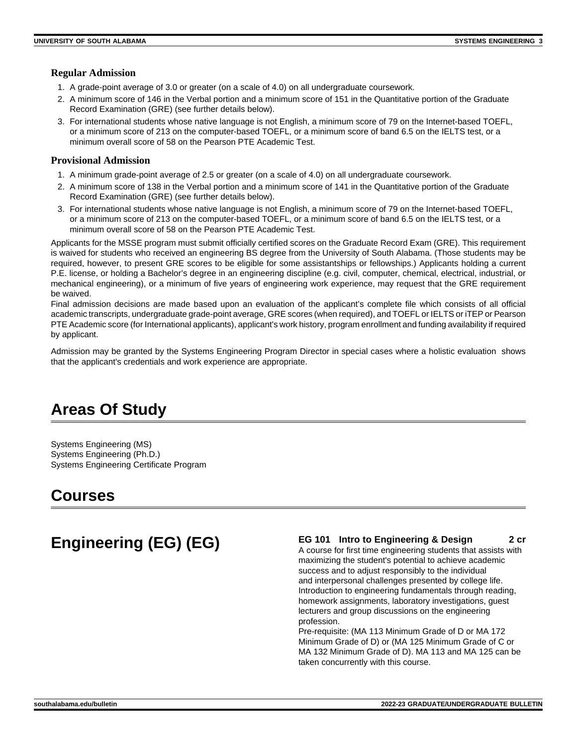### Regular Admission

1. A grade-point average of 3.0 or greater (on a scale of 4.0) on all undergraduate coursework.
2. A minimum score of 146 in the Verbal portion and a minimum score of 151 in the Quantitative portion of the Graduate Record Examination (GRE) (see further details below).
3. For international students whose native language is not English, a minimum score of 79 on the Internet-based TOEFL, or a minimum score of 213 on the computer-based TOEFL, or a minimum score of band 6.5 on the IELTS test, or a minimum overall score of 58 on the Pearson PTE Academic Test.

### Provisional Admission

1. A minimum grade-point average of 2.5 or greater (on a scale of 4.0) on all undergraduate coursework.
2. A minimum score of 138 in the Verbal portion and a minimum score of 141 in the Quantitative portion of the Graduate Record Examination (GRE) (see further details below).
3. For international students whose native language is not English, a minimum score of 79 on the Internet-based TOEFL, or a minimum score of 213 on the computer-based TOEFL, or a minimum score of band 6.5 on the IELTS test, or a minimum overall score of 58 on the Pearson PTE Academic Test.

Applicants for the MSSE program must submit officially certified scores on the Graduate Record Exam (GRE). This requirement is waived for students who received an engineering BS degree from the University of South Alabama. (Those students may be required, however, to present GRE scores to be eligible for some assistantships or fellowships.) Applicants holding a current P.E. license, or holding a Bachelor's degree in an engineering discipline (e.g. civil, computer, chemical, electrical, industrial, or mechanical engineering), or a minimum of five years of engineering work experience, may request that the GRE requirement be waived.

Final admission decisions are made based upon an evaluation of the applicant's complete file which consists of all official academic transcripts, undergraduate grade-point average, GRE scores (when required), and TOEFL or IELTS or iTEP or Pearson PTE Academic score (for International applicants), applicant's work history, program enrollment and funding availability if required by applicant.

Admission may be granted by the Systems Engineering Program Director in special cases where a holistic evaluation shows that the applicant's credentials and work experience are appropriate.

## Areas Of Study

Systems Engineering (MS)
Systems Engineering (Ph.D.)
Systems Engineering Certificate Program

## Courses

## Engineering (EG) (EG)

**EG 101 Intro to Engineering & Design 2 cr**

A course for first time engineering students that assists with maximizing the student's potential to achieve academic success and to adjust responsibly to the individual and interpersonal challenges presented by college life. Introduction to engineering fundamentals through reading, homework assignments, laboratory investigations, guest lecturers and group discussions on the engineering profession.

Pre-requisite: (MA 113 Minimum Grade of D or MA 172 Minimum Grade of D) or (MA 125 Minimum Grade of C or MA 132 Minimum Grade of D). MA 113 and MA 125 can be taken concurrently with this course.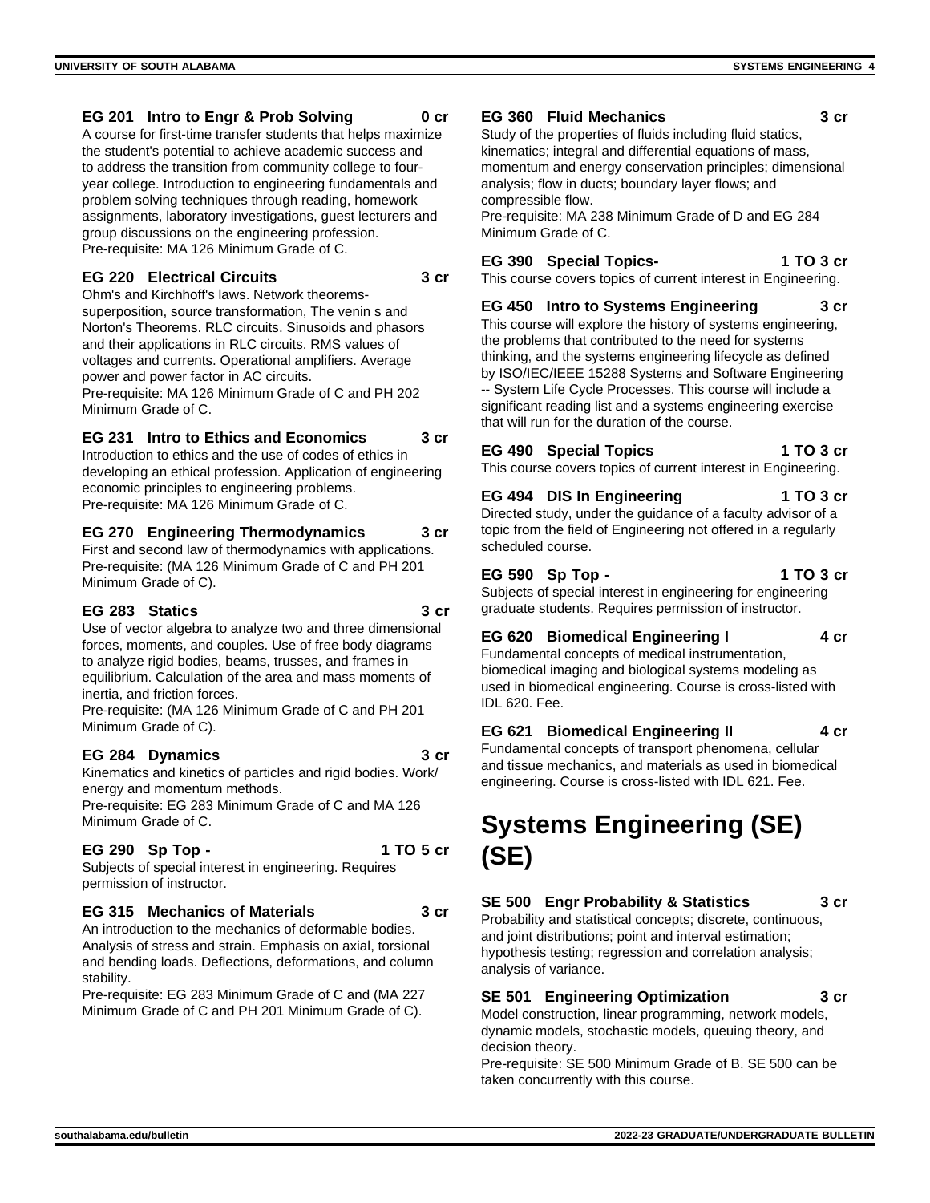**EG 201 Intro to Engr & Prob Solving 0 cr**
A course for first-time transfer students that helps maximize the student's potential to achieve academic success and to address the transition from community college to four-year college. Introduction to engineering fundamentals and problem solving techniques through reading, homework assignments, laboratory investigations, guest lecturers and group discussions on the engineering profession.
Pre-requisite: MA 126 Minimum Grade of C.

**EG 220 Electrical Circuits 3 cr**
Ohm's and Kirchhoff's laws. Network theorems-superposition, source transformation, The venin s and Norton's Theorems. RLC circuits. Sinusoids and phasors and their applications in RLC circuits. RMS values of voltages and currents. Operational amplifiers. Average power and power factor in AC circuits.
Pre-requisite: MA 126 Minimum Grade of C and PH 202 Minimum Grade of C.

**EG 231 Intro to Ethics and Economics 3 cr**
Introduction to ethics and the use of codes of ethics in developing an ethical profession. Application of engineering economic principles to engineering problems.
Pre-requisite: MA 126 Minimum Grade of C.

**EG 270 Engineering Thermodynamics 3 cr**
First and second law of thermodynamics with applications.
Pre-requisite: (MA 126 Minimum Grade of C and PH 201 Minimum Grade of C).

**EG 283 Statics 3 cr**
Use of vector algebra to analyze two and three dimensional forces, moments, and couples. Use of free body diagrams to analyze rigid bodies, beams, trusses, and frames in equilibrium. Calculation of the area and mass moments of inertia, and friction forces.
Pre-requisite: (MA 126 Minimum Grade of C and PH 201 Minimum Grade of C).

**EG 284 Dynamics 3 cr**
Kinematics and kinetics of particles and rigid bodies. Work/energy and momentum methods.
Pre-requisite: EG 283 Minimum Grade of C and MA 126 Minimum Grade of C.

**EG 290 Sp Top - 1 TO 5 cr**
Subjects of special interest in engineering. Requires permission of instructor.

**EG 315 Mechanics of Materials 3 cr**
An introduction to the mechanics of deformable bodies. Analysis of stress and strain. Emphasis on axial, torsional and bending loads. Deflections, deformations, and column stability.
Pre-requisite: EG 283 Minimum Grade of C and (MA 227 Minimum Grade of C and PH 201 Minimum Grade of C).

**EG 360 Fluid Mechanics 3 cr**
Study of the properties of fluids including fluid statics, kinematics; integral and differential equations of mass, momentum and energy conservation principles; dimensional analysis; flow in ducts; boundary layer flows; and compressible flow.
Pre-requisite: MA 238 Minimum Grade of D and EG 284 Minimum Grade of C.

**EG 390 Special Topics- 1 TO 3 cr**
This course covers topics of current interest in Engineering.

**EG 450 Intro to Systems Engineering 3 cr**
This course will explore the history of systems engineering, the problems that contributed to the need for systems thinking, and the systems engineering lifecycle as defined by ISO/IEC/IEEE 15288 Systems and Software Engineering -- System Life Cycle Processes. This course will include a significant reading list and a systems engineering exercise that will run for the duration of the course.

**EG 490 Special Topics 1 TO 3 cr**
This course covers topics of current interest in Engineering.

**EG 494 DIS In Engineering 1 TO 3 cr**
Directed study, under the guidance of a faculty advisor of a topic from the field of Engineering not offered in a regularly scheduled course.

**EG 590 Sp Top - 1 TO 3 cr**
Subjects of special interest in engineering for engineering graduate students. Requires permission of instructor.

**EG 620 Biomedical Engineering I 4 cr**
Fundamental concepts of medical instrumentation, biomedical imaging and biological systems modeling as used in biomedical engineering. Course is cross-listed with IDL 620. Fee.

**EG 621 Biomedical Engineering II 4 cr**
Fundamental concepts of transport phenomena, cellular and tissue mechanics, and materials as used in biomedical engineering. Course is cross-listed with IDL 621. Fee.

# Systems Engineering (SE) (SE)

**SE 500 Engr Probability & Statistics 3 cr**
Probability and statistical concepts; discrete, continuous, and joint distributions; point and interval estimation; hypothesis testing; regression and correlation analysis; analysis of variance.

**SE 501 Engineering Optimization 3 cr**
Model construction, linear programming, network models, dynamic models, stochastic models, queuing theory, and decision theory.
Pre-requisite: SE 500 Minimum Grade of B. SE 500 can be taken concurrently with this course.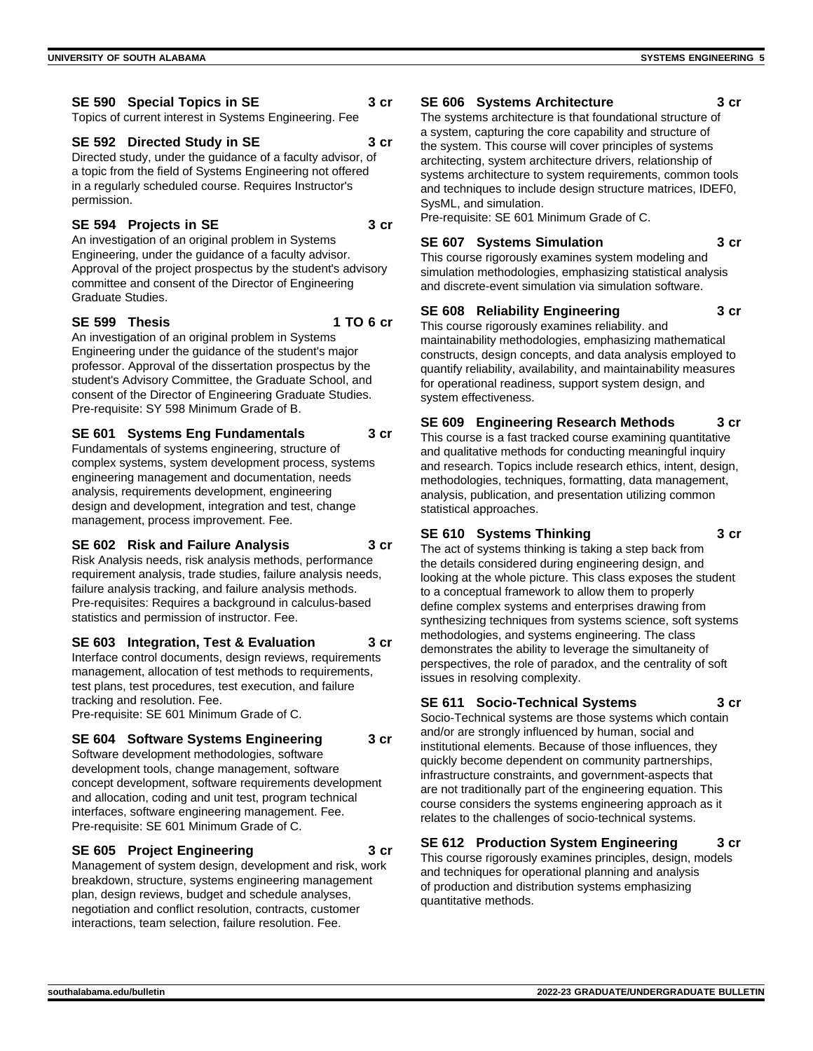**SE 590 Special Topics in SE** **3 cr**
Topics of current interest in Systems Engineering. Fee

**SE 592 Directed Study in SE** **3 cr**
Directed study, under the guidance of a faculty advisor, of a topic from the field of Systems Engineering not offered in a regularly scheduled course. Requires Instructor's permission.

**SE 594 Projects in SE** **3 cr**
An investigation of an original problem in Systems Engineering, under the guidance of a faculty advisor. Approval of the project prospectus by the student's advisory committee and consent of the Director of Engineering Graduate Studies.

**SE 599 Thesis** **1 TO 6 cr**
An investigation of an original problem in Systems Engineering under the guidance of the student's major professor. Approval of the dissertation prospectus by the student's Advisory Committee, the Graduate School, and consent of the Director of Engineering Graduate Studies.
Pre-requisite: SY 598 Minimum Grade of B.

**SE 601 Systems Eng Fundamentals** **3 cr**
Fundamentals of systems engineering, structure of complex systems, system development process, systems engineering management and documentation, needs analysis, requirements development, engineering design and development, integration and test, change management, process improvement. Fee.

**SE 602 Risk and Failure Analysis** **3 cr**
Risk Analysis needs, risk analysis methods, performance requirement analysis, trade studies, failure analysis needs, failure analysis tracking, and failure analysis methods.
Pre-requisites: Requires a background in calculus-based statistics and permission of instructor. Fee.

**SE 603 Integration, Test & Evaluation** **3 cr**
Interface control documents, design reviews, requirements management, allocation of test methods to requirements, test plans, test procedures, test execution, and failure tracking and resolution. Fee.
Pre-requisite: SE 601 Minimum Grade of C.

**SE 604 Software Systems Engineering** **3 cr**
Software development methodologies, software development tools, change management, software concept development, software requirements development and allocation, coding and unit test, program technical interfaces, software engineering management. Fee.
Pre-requisite: SE 601 Minimum Grade of C.

**SE 605 Project Engineering** **3 cr**
Management of system design, development and risk, work breakdown, structure, systems engineering management plan, design reviews, budget and schedule analyses, negotiation and conflict resolution, contracts, customer interactions, team selection, failure resolution. Fee.

**SE 606 Systems Architecture** **3 cr**
The systems architecture is that foundational structure of a system, capturing the core capability and structure of the system. This course will cover principles of systems architecting, system architecture drivers, relationship of systems architecture to system requirements, common tools and techniques to include design structure matrices, IDEF0, SysML, and simulation.
Pre-requisite: SE 601 Minimum Grade of C.

**SE 607 Systems Simulation** **3 cr**
This course rigorously examines system modeling and simulation methodologies, emphasizing statistical analysis and discrete-event simulation via simulation software.

**SE 608 Reliability Engineering** **3 cr**
This course rigorously examines reliability. and maintainability methodologies, emphasizing mathematical constructs, design concepts, and data analysis employed to quantify reliability, availability, and maintainability measures for operational readiness, support system design, and system effectiveness.

**SE 609 Engineering Research Methods** **3 cr**
This course is a fast tracked course examining quantitative and qualitative methods for conducting meaningful inquiry and research. Topics include research ethics, intent, design, methodologies, techniques, formatting, data management, analysis, publication, and presentation utilizing common statistical approaches.

**SE 610 Systems Thinking** **3 cr**
The act of systems thinking is taking a step back from the details considered during engineering design, and looking at the whole picture. This class exposes the student to a conceptual framework to allow them to properly define complex systems and enterprises drawing from synthesizing techniques from systems science, soft systems methodologies, and systems engineering. The class demonstrates the ability to leverage the simultaneity of perspectives, the role of paradox, and the centrality of soft issues in resolving complexity.

**SE 611 Socio-Technical Systems** **3 cr**
Socio-Technical systems are those systems which contain and/or are strongly influenced by human, social and institutional elements. Because of those influences, they quickly become dependent on community partnerships, infrastructure constraints, and government-aspects that are not traditionally part of the engineering equation. This course considers the systems engineering approach as it relates to the challenges of socio-technical systems.

**SE 612 Production System Engineering** **3 cr**
This course rigorously examines principles, design, models and techniques for operational planning and analysis of production and distribution systems emphasizing quantitative methods.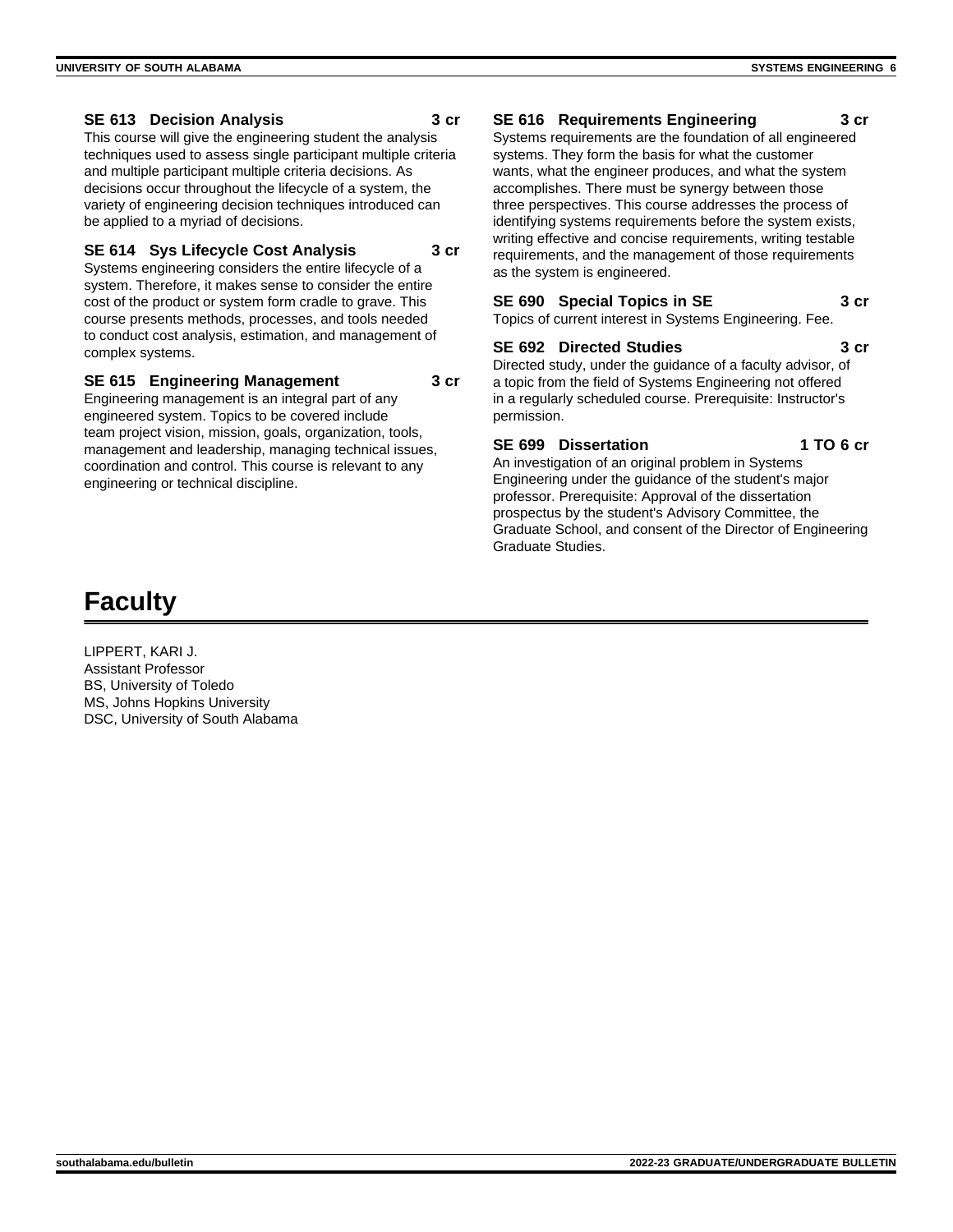**SE 613 Decision Analysis 3 cr**

This course will give the engineering student the analysis techniques used to assess single participant multiple criteria and multiple participant multiple criteria decisions. As decisions occur throughout the lifecycle of a system, the variety of engineering decision techniques introduced can be applied to a myriad of decisions.

**SE 614 Sys Lifecycle Cost Analysis 3 cr**

Systems engineering considers the entire lifecycle of a system. Therefore, it makes sense to consider the entire cost of the product or system form cradle to grave. This course presents methods, processes, and tools needed to conduct cost analysis, estimation, and management of complex systems.

**SE 615 Engineering Management 3 cr**

Engineering management is an integral part of any engineered system. Topics to be covered include team project vision, mission, goals, organization, tools, management and leadership, managing technical issues, coordination and control. This course is relevant to any engineering or technical discipline.

**SE 616 Requirements Engineering 3 cr**

Systems requirements are the foundation of all engineered systems. They form the basis for what the customer wants, what the engineer produces, and what the system accomplishes. There must be synergy between those three perspectives. This course addresses the process of identifying systems requirements before the system exists, writing effective and concise requirements, writing testable requirements, and the management of those requirements as the system is engineered.

**SE 690 Special Topics in SE 3 cr**

Topics of current interest in Systems Engineering. Fee.

**SE 692 Directed Studies 3 cr**

Directed study, under the guidance of a faculty advisor, of a topic from the field of Systems Engineering not offered in a regularly scheduled course. Prerequisite: Instructor's permission.

**SE 699 Dissertation 1 TO 6 cr**

An investigation of an original problem in Systems Engineering under the guidance of the student's major professor. Prerequisite: Approval of the dissertation prospectus by the student's Advisory Committee, the Graduate School, and consent of the Director of Engineering Graduate Studies.

# Faculty

LIPPERT, KARI J.
Assistant Professor
BS, University of Toledo
MS, Johns Hopkins University
DSC, University of South Alabama